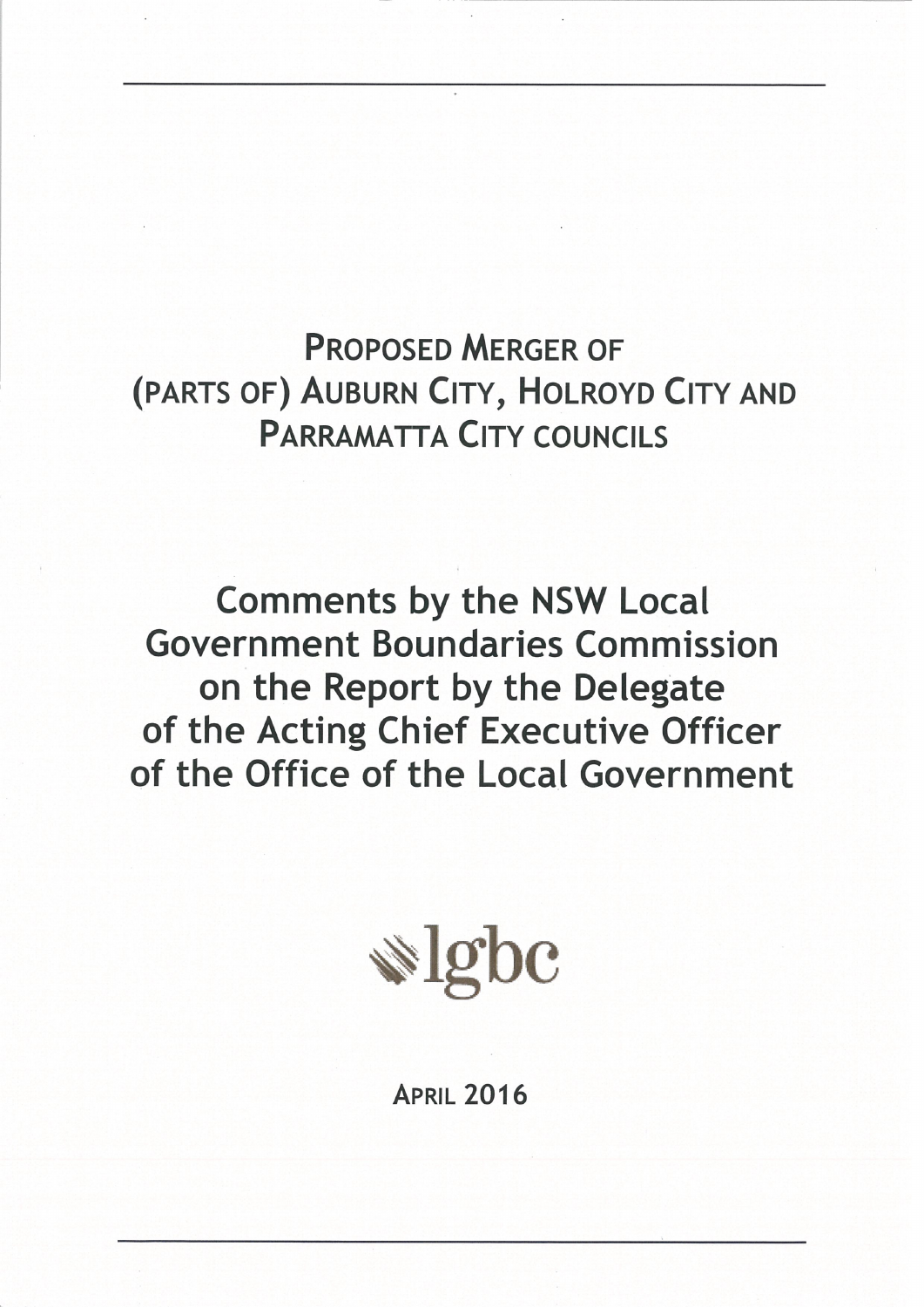# Proposed Merger of (parts of) Auburn City, Holroyd City and Parramatta City councils

# Comments by the NSW Local Government Boundaries Commission on the Report by the Delegate of the Acting Chief Executive Officer of the Office of the Local Government

lgbc

April 2016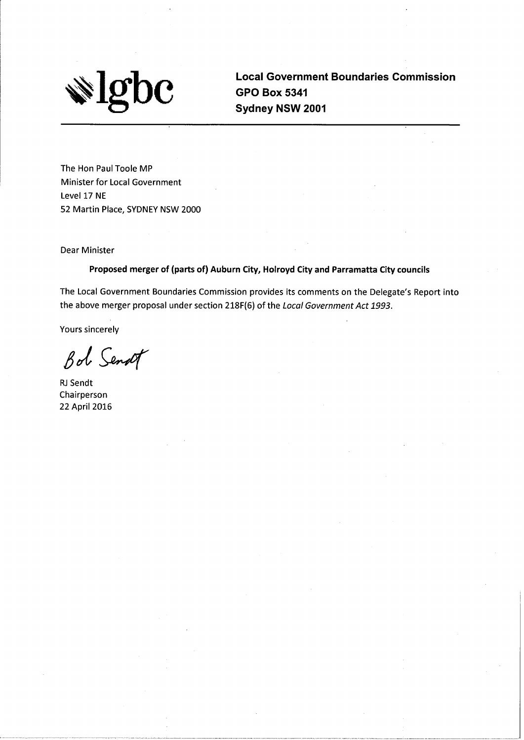**lgbc**

**Local Government Boundaries Commission**
**GPO Box 5341**
**Sydney NSW 2001**

---

The Hon Paul Toole MP
Minister for Local Government
Level 17 NE
52 Martin Place, SYDNEY NSW 2000

Dear Minister

**Proposed merger of (parts of) Auburn City, Holroyd City and Parramatta City councils**

The Local Government Boundaries Commission provides its comments on the Delegate's Report into the above merger proposal under section 218F(6) of the *Local Government Act 1993*.

Yours sincerely

Bob Sendt

RJ Sendt
Chairperson
22 April 2016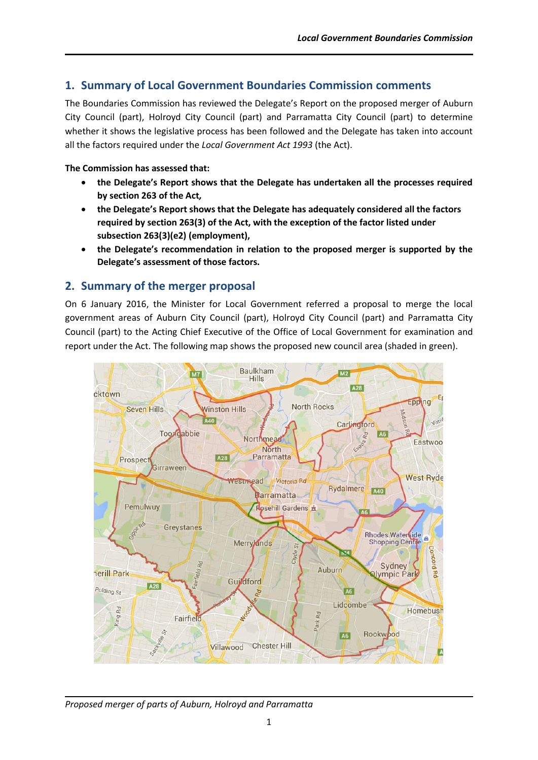## 1. Summary of Local Government Boundaries Commission comments

The Boundaries Commission has reviewed the Delegate's Report on the proposed merger of Auburn City Council (part), Holroyd City Council (part) and Parramatta City Council (part) to determine whether it shows the legislative process has been followed and the Delegate has taken into account all the factors required under the *Local Government Act 1993* (the Act).

**The Commission has assessed that:**

- **the Delegate's Report shows that the Delegate has undertaken all the processes required by section 263 of the Act,**
- **the Delegate's Report shows that the Delegate has adequately considered all the factors required by section 263(3) of the Act, with the exception of the factor listed under subsection 263(3)(e2) (employment),**
- **the Delegate's recommendation in relation to the proposed merger is supported by the Delegate's assessment of those factors.**

## 2. Summary of the merger proposal

On 6 January 2016, the Minister for Local Government referred a proposal to merge the local government areas of Auburn City Council (part), Holroyd City Council (part) and Parramatta City Council (part) to the Acting Chief Executive of the Office of Local Government for examination and report under the Act. The following map shows the proposed new council area (shaded in green).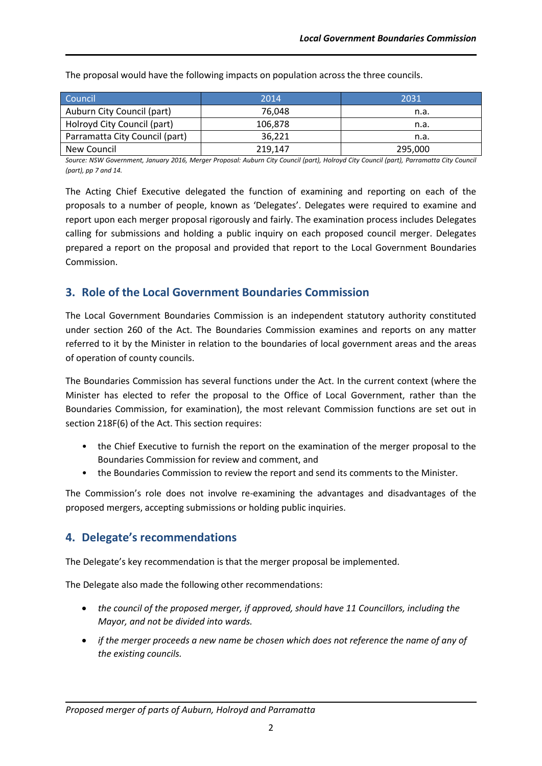The proposal would have the following impacts on population across the three councils.

| Council | 2014 | 2031 |
|---|---|---|
| Auburn City Council (part) | 76,048 | n.a. |
| Holroyd City Council (part) | 106,878 | n.a. |
| Parramatta City Council (part) | 36,221 | n.a. |
| New Council | 219,147 | 295,000 |

*Source: NSW Government, January 2016, Merger Proposal: Auburn City Council (part), Holroyd City Council (part), Parramatta City Council (part), pp 7 and 14.*

The Acting Chief Executive delegated the function of examining and reporting on each of the proposals to a number of people, known as 'Delegates'. Delegates were required to examine and report upon each merger proposal rigorously and fairly. The examination process includes Delegates calling for submissions and holding a public inquiry on each proposed council merger. Delegates prepared a report on the proposal and provided that report to the Local Government Boundaries Commission.

## 3. Role of the Local Government Boundaries Commission

The Local Government Boundaries Commission is an independent statutory authority constituted under section 260 of the Act. The Boundaries Commission examines and reports on any matter referred to it by the Minister in relation to the boundaries of local government areas and the areas of operation of county councils.

The Boundaries Commission has several functions under the Act. In the current context (where the Minister has elected to refer the proposal to the Office of Local Government, rather than the Boundaries Commission, for examination), the most relevant Commission functions are set out in section 218F(6) of the Act. This section requires:

- the Chief Executive to furnish the report on the examination of the merger proposal to the Boundaries Commission for review and comment, and
- the Boundaries Commission to review the report and send its comments to the Minister.

The Commission's role does not involve re-examining the advantages and disadvantages of the proposed mergers, accepting submissions or holding public inquiries.

## 4. Delegate's recommendations

The Delegate's key recommendation is that the merger proposal be implemented.

The Delegate also made the following other recommendations:

- *the council of the proposed merger, if approved, should have 11 Councillors, including the Mayor, and not be divided into wards.*
- *if the merger proceeds a new name be chosen which does not reference the name of any of the existing councils.*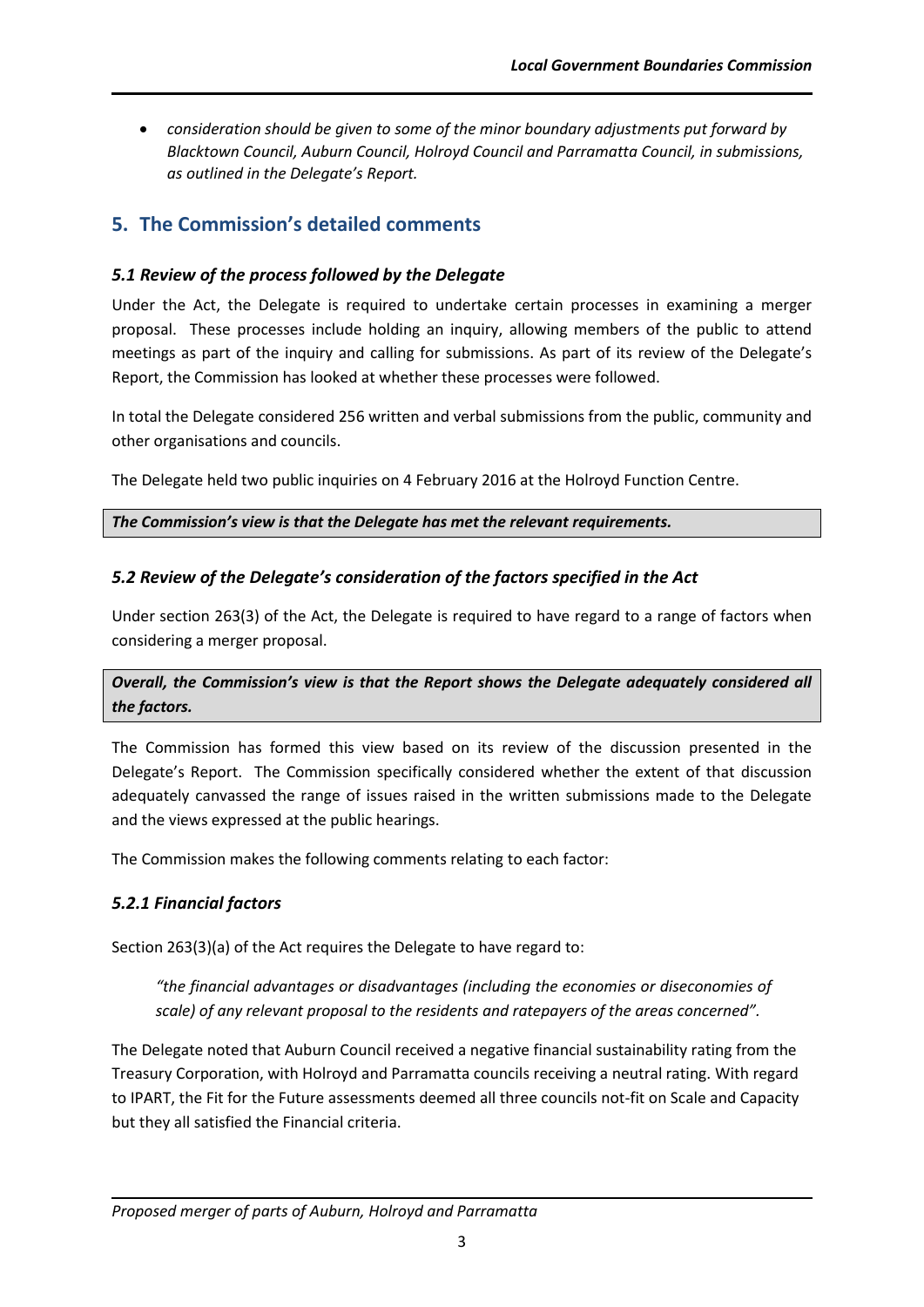- *consideration should be given to some of the minor boundary adjustments put forward by Blacktown Council, Auburn Council, Holroyd Council and Parramatta Council, in submissions, as outlined in the Delegate's Report.*

## 5. The Commission's detailed comments

### *5.1 Review of the process followed by the Delegate*

Under the Act, the Delegate is required to undertake certain processes in examining a merger proposal. These processes include holding an inquiry, allowing members of the public to attend meetings as part of the inquiry and calling for submissions. As part of its review of the Delegate's Report, the Commission has looked at whether these processes were followed.

In total the Delegate considered 256 written and verbal submissions from the public, community and other organisations and councils.

The Delegate held two public inquiries on 4 February 2016 at the Holroyd Function Centre.

***The Commission's view is that the Delegate has met the relevant requirements.***

### *5.2 Review of the Delegate's consideration of the factors specified in the Act*

Under section 263(3) of the Act, the Delegate is required to have regard to a range of factors when considering a merger proposal.

***Overall, the Commission's view is that the Report shows the Delegate adequately considered all the factors.***

The Commission has formed this view based on its review of the discussion presented in the Delegate's Report. The Commission specifically considered whether the extent of that discussion adequately canvassed the range of issues raised in the written submissions made to the Delegate and the views expressed at the public hearings.

The Commission makes the following comments relating to each factor:

### *5.2.1 Financial factors*

Section 263(3)(a) of the Act requires the Delegate to have regard to:

> *"the financial advantages or disadvantages (including the economies or diseconomies of scale) of any relevant proposal to the residents and ratepayers of the areas concerned".*

The Delegate noted that Auburn Council received a negative financial sustainability rating from the Treasury Corporation, with Holroyd and Parramatta councils receiving a neutral rating. With regard to IPART, the Fit for the Future assessments deemed all three councils not-fit on Scale and Capacity but they all satisfied the Financial criteria.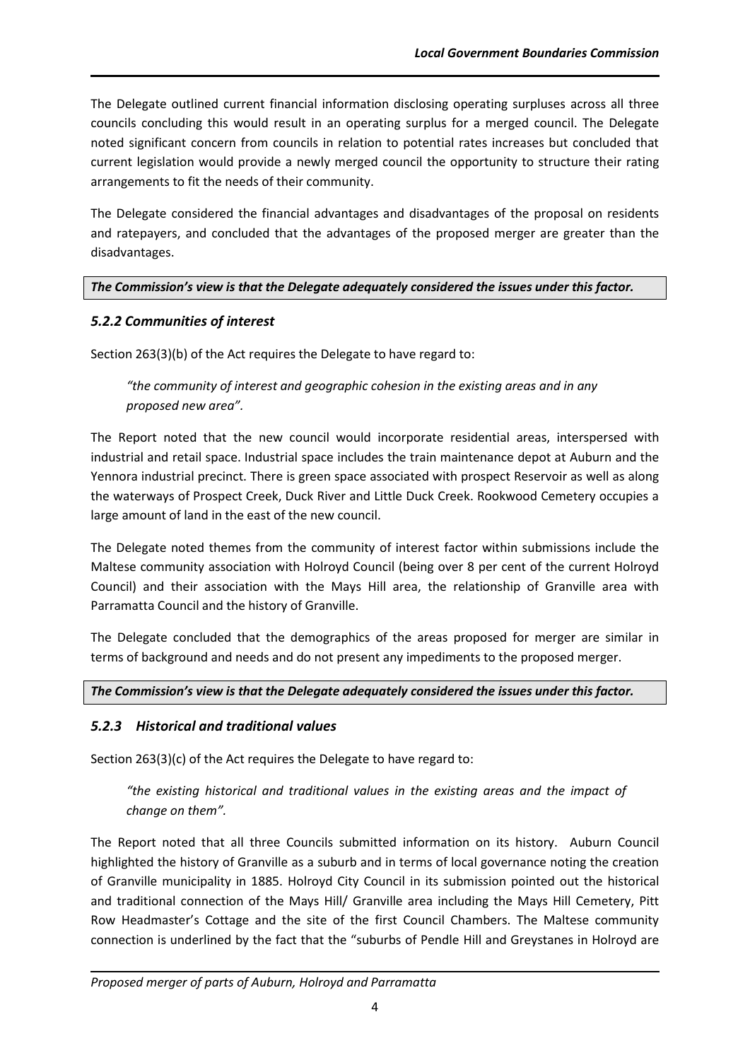The Delegate outlined current financial information disclosing operating surpluses across all three councils concluding this would result in an operating surplus for a merged council. The Delegate noted significant concern from councils in relation to potential rates increases but concluded that current legislation would provide a newly merged council the opportunity to structure their rating arrangements to fit the needs of their community.

The Delegate considered the financial advantages and disadvantages of the proposal on residents and ratepayers, and concluded that the advantages of the proposed merger are greater than the disadvantages.

***The Commission's view is that the Delegate adequately considered the issues under this factor.***

### *5.2.2 Communities of interest*

Section 263(3)(b) of the Act requires the Delegate to have regard to:

> *"the community of interest and geographic cohesion in the existing areas and in any proposed new area".*

The Report noted that the new council would incorporate residential areas, interspersed with industrial and retail space. Industrial space includes the train maintenance depot at Auburn and the Yennora industrial precinct. There is green space associated with prospect Reservoir as well as along the waterways of Prospect Creek, Duck River and Little Duck Creek. Rookwood Cemetery occupies a large amount of land in the east of the new council.

The Delegate noted themes from the community of interest factor within submissions include the Maltese community association with Holroyd Council (being over 8 per cent of the current Holroyd Council) and their association with the Mays Hill area, the relationship of Granville area with Parramatta Council and the history of Granville.

The Delegate concluded that the demographics of the areas proposed for merger are similar in terms of background and needs and do not present any impediments to the proposed merger.

***The Commission's view is that the Delegate adequately considered the issues under this factor.***

### *5.2.3 Historical and traditional values*

Section 263(3)(c) of the Act requires the Delegate to have regard to:

> *"the existing historical and traditional values in the existing areas and the impact of change on them".*

The Report noted that all three Councils submitted information on its history. Auburn Council highlighted the history of Granville as a suburb and in terms of local governance noting the creation of Granville municipality in 1885. Holroyd City Council in its submission pointed out the historical and traditional connection of the Mays Hill/ Granville area including the Mays Hill Cemetery, Pitt Row Headmaster's Cottage and the site of the first Council Chambers. The Maltese community connection is underlined by the fact that the "suburbs of Pendle Hill and Greystanes in Holroyd are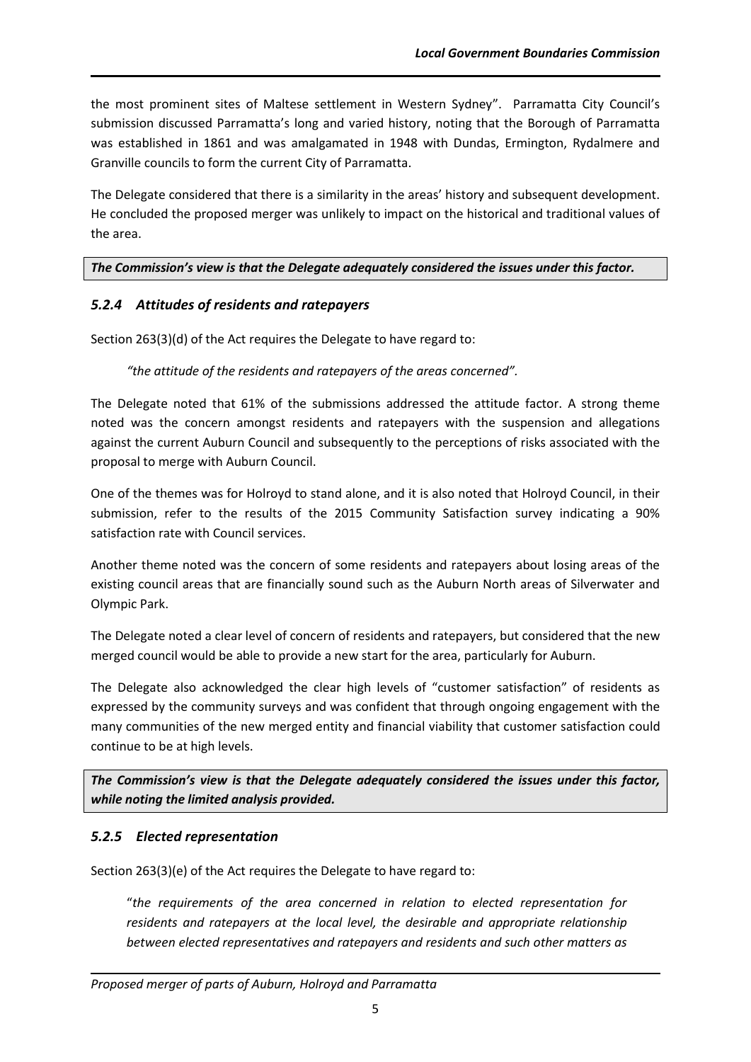the most prominent sites of Maltese settlement in Western Sydney". Parramatta City Council's submission discussed Parramatta's long and varied history, noting that the Borough of Parramatta was established in 1861 and was amalgamated in 1948 with Dundas, Ermington, Rydalmere and Granville councils to form the current City of Parramatta.

The Delegate considered that there is a similarity in the areas' history and subsequent development. He concluded the proposed merger was unlikely to impact on the historical and traditional values of the area.

***The Commission's view is that the Delegate adequately considered the issues under this factor.***

### *5.2.4 Attitudes of residents and ratepayers*

Section 263(3)(d) of the Act requires the Delegate to have regard to:

> *"the attitude of the residents and ratepayers of the areas concerned".*

The Delegate noted that 61% of the submissions addressed the attitude factor. A strong theme noted was the concern amongst residents and ratepayers with the suspension and allegations against the current Auburn Council and subsequently to the perceptions of risks associated with the proposal to merge with Auburn Council.

One of the themes was for Holroyd to stand alone, and it is also noted that Holroyd Council, in their submission, refer to the results of the 2015 Community Satisfaction survey indicating a 90% satisfaction rate with Council services.

Another theme noted was the concern of some residents and ratepayers about losing areas of the existing council areas that are financially sound such as the Auburn North areas of Silverwater and Olympic Park.

The Delegate noted a clear level of concern of residents and ratepayers, but considered that the new merged council would be able to provide a new start for the area, particularly for Auburn.

The Delegate also acknowledged the clear high levels of "customer satisfaction" of residents as expressed by the community surveys and was confident that through ongoing engagement with the many communities of the new merged entity and financial viability that customer satisfaction could continue to be at high levels.

***The Commission's view is that the Delegate adequately considered the issues under this factor, while noting the limited analysis provided.***

### *5.2.5 Elected representation*

Section 263(3)(e) of the Act requires the Delegate to have regard to:

> "*the requirements of the area concerned in relation to elected representation for residents and ratepayers at the local level, the desirable and appropriate relationship between elected representatives and ratepayers and residents and such other matters as*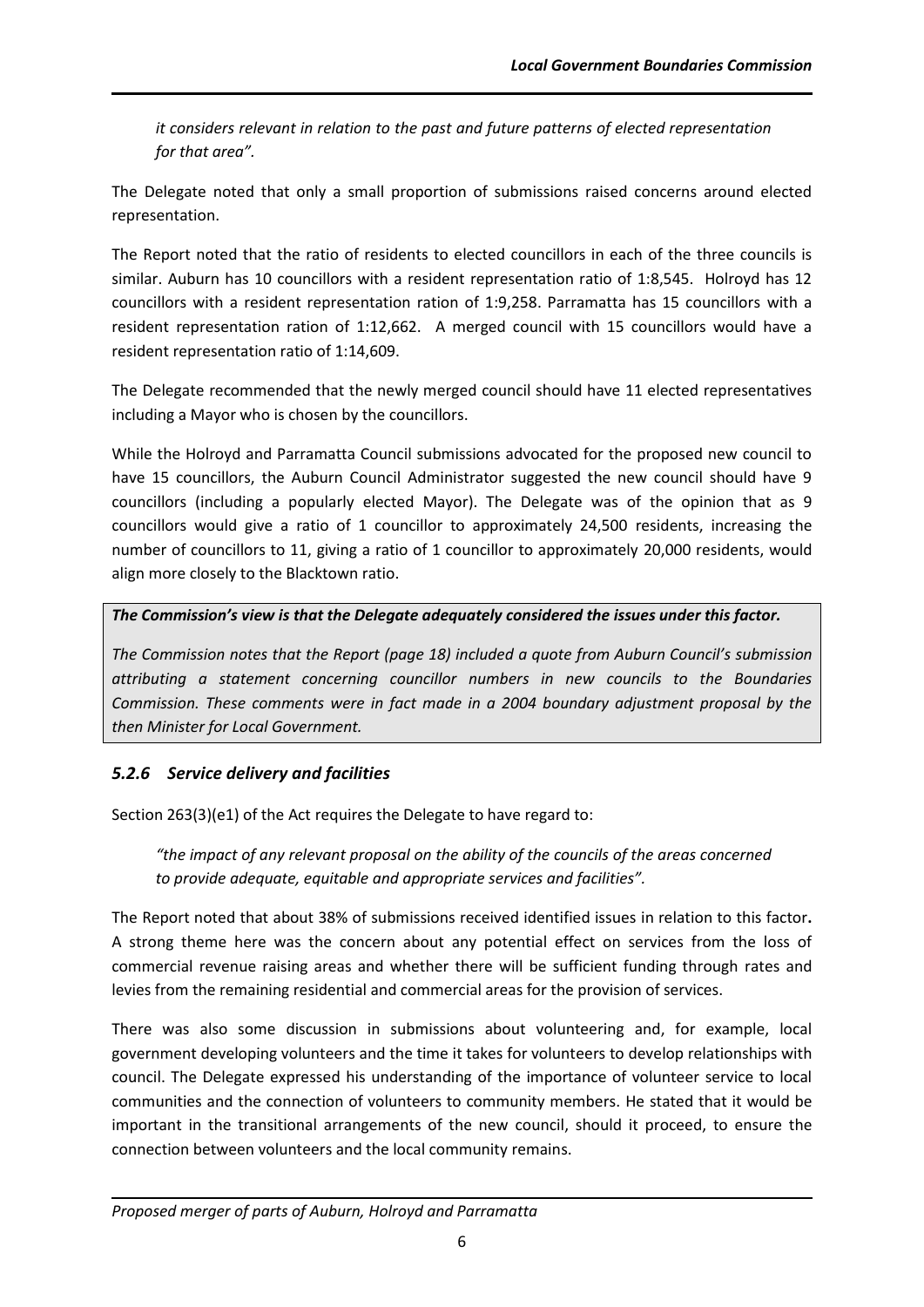*it considers relevant in relation to the past and future patterns of elected representation for that area".*

The Delegate noted that only a small proportion of submissions raised concerns around elected representation.

The Report noted that the ratio of residents to elected councillors in each of the three councils is similar. Auburn has 10 councillors with a resident representation ratio of 1:8,545. Holroyd has 12 councillors with a resident representation ration of 1:9,258. Parramatta has 15 councillors with a resident representation ration of 1:12,662. A merged council with 15 councillors would have a resident representation ratio of 1:14,609.

The Delegate recommended that the newly merged council should have 11 elected representatives including a Mayor who is chosen by the councillors.

While the Holroyd and Parramatta Council submissions advocated for the proposed new council to have 15 councillors, the Auburn Council Administrator suggested the new council should have 9 councillors (including a popularly elected Mayor). The Delegate was of the opinion that as 9 councillors would give a ratio of 1 councillor to approximately 24,500 residents, increasing the number of councillors to 11, giving a ratio of 1 councillor to approximately 20,000 residents, would align more closely to the Blacktown ratio.

***The Commission's view is that the Delegate adequately considered the issues under this factor.***

*The Commission notes that the Report (page 18) included a quote from Auburn Council's submission attributing a statement concerning councillor numbers in new councils to the Boundaries Commission. These comments were in fact made in a 2004 boundary adjustment proposal by the then Minister for Local Government.*

### *5.2.6 Service delivery and facilities*

Section 263(3)(e1) of the Act requires the Delegate to have regard to:

*"the impact of any relevant proposal on the ability of the councils of the areas concerned to provide adequate, equitable and appropriate services and facilities".*

The Report noted that about 38% of submissions received identified issues in relation to this factor**.** A strong theme here was the concern about any potential effect on services from the loss of commercial revenue raising areas and whether there will be sufficient funding through rates and levies from the remaining residential and commercial areas for the provision of services.

There was also some discussion in submissions about volunteering and, for example, local government developing volunteers and the time it takes for volunteers to develop relationships with council. The Delegate expressed his understanding of the importance of volunteer service to local communities and the connection of volunteers to community members. He stated that it would be important in the transitional arrangements of the new council, should it proceed, to ensure the connection between volunteers and the local community remains.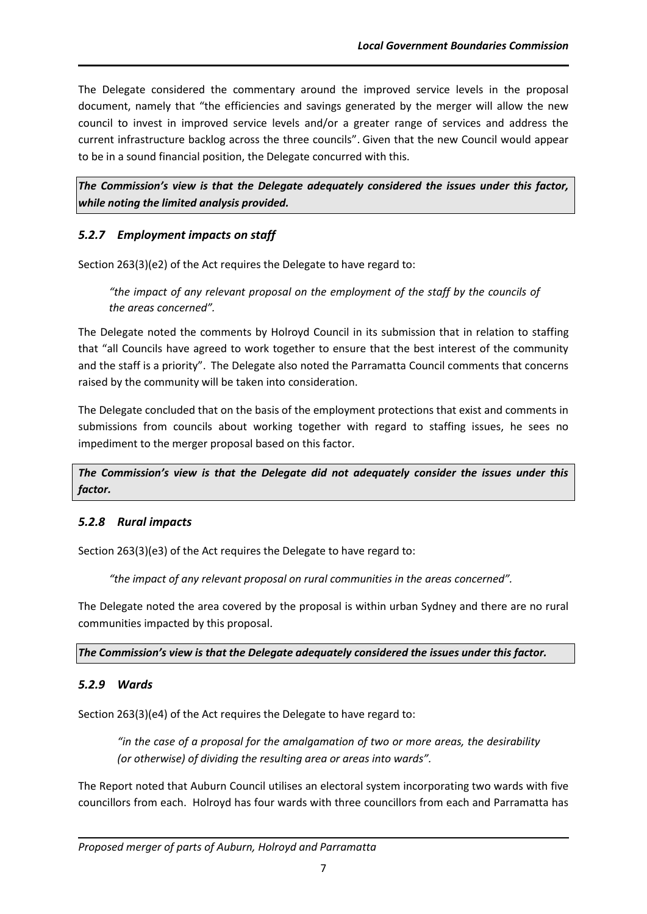The Delegate considered the commentary around the improved service levels in the proposal document, namely that "the efficiencies and savings generated by the merger will allow the new council to invest in improved service levels and/or a greater range of services and address the current infrastructure backlog across the three councils". Given that the new Council would appear to be in a sound financial position, the Delegate concurred with this.

***The Commission's view is that the Delegate adequately considered the issues under this factor, while noting the limited analysis provided.***

### *5.2.7 Employment impacts on staff*

Section 263(3)(e2) of the Act requires the Delegate to have regard to:

> *"the impact of any relevant proposal on the employment of the staff by the councils of the areas concerned".*

The Delegate noted the comments by Holroyd Council in its submission that in relation to staffing that "all Councils have agreed to work together to ensure that the best interest of the community and the staff is a priority". The Delegate also noted the Parramatta Council comments that concerns raised by the community will be taken into consideration.

The Delegate concluded that on the basis of the employment protections that exist and comments in submissions from councils about working together with regard to staffing issues, he sees no impediment to the merger proposal based on this factor.

***The Commission's view is that the Delegate did not adequately consider the issues under this factor.***

### *5.2.8 Rural impacts*

Section 263(3)(e3) of the Act requires the Delegate to have regard to:

> *"the impact of any relevant proposal on rural communities in the areas concerned".*

The Delegate noted the area covered by the proposal is within urban Sydney and there are no rural communities impacted by this proposal.

***The Commission's view is that the Delegate adequately considered the issues under this factor.***

### *5.2.9 Wards*

Section 263(3)(e4) of the Act requires the Delegate to have regard to:

> *"in the case of a proposal for the amalgamation of two or more areas, the desirability (or otherwise) of dividing the resulting area or areas into wards".*

The Report noted that Auburn Council utilises an electoral system incorporating two wards with five councillors from each. Holroyd has four wards with three councillors from each and Parramatta has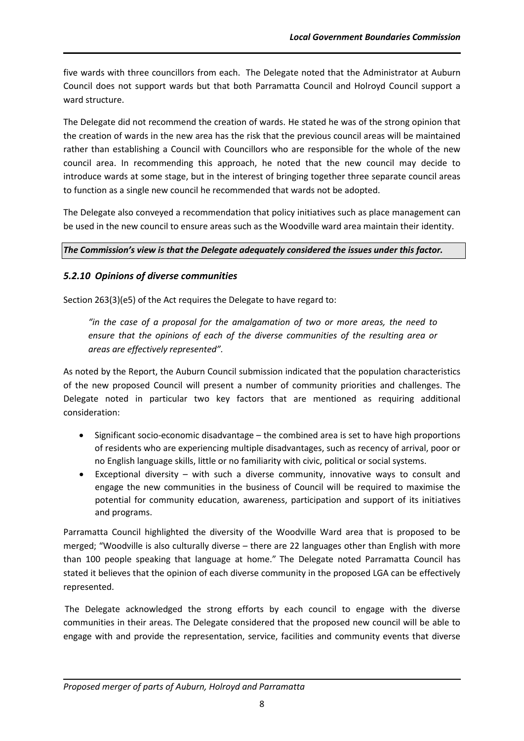five wards with three councillors from each. The Delegate noted that the Administrator at Auburn Council does not support wards but that both Parramatta Council and Holroyd Council support a ward structure.

The Delegate did not recommend the creation of wards. He stated he was of the strong opinion that the creation of wards in the new area has the risk that the previous council areas will be maintained rather than establishing a Council with Councillors who are responsible for the whole of the new council area. In recommending this approach, he noted that the new council may decide to introduce wards at some stage, but in the interest of bringing together three separate council areas to function as a single new council he recommended that wards not be adopted.

The Delegate also conveyed a recommendation that policy initiatives such as place management can be used in the new council to ensure areas such as the Woodville ward area maintain their identity.

***The Commission's view is that the Delegate adequately considered the issues under this factor.***

### *5.2.10 Opinions of diverse communities*

Section 263(3)(e5) of the Act requires the Delegate to have regard to:

> *"in the case of a proposal for the amalgamation of two or more areas, the need to ensure that the opinions of each of the diverse communities of the resulting area or areas are effectively represented".*

As noted by the Report, the Auburn Council submission indicated that the population characteristics of the new proposed Council will present a number of community priorities and challenges. The Delegate noted in particular two key factors that are mentioned as requiring additional consideration:

- Significant socio-economic disadvantage – the combined area is set to have high proportions of residents who are experiencing multiple disadvantages, such as recency of arrival, poor or no English language skills, little or no familiarity with civic, political or social systems.
- Exceptional diversity – with such a diverse community, innovative ways to consult and engage the new communities in the business of Council will be required to maximise the potential for community education, awareness, participation and support of its initiatives and programs.

Parramatta Council highlighted the diversity of the Woodville Ward area that is proposed to be merged; "Woodville is also culturally diverse – there are 22 languages other than English with more than 100 people speaking that language at home." The Delegate noted Parramatta Council has stated it believes that the opinion of each diverse community in the proposed LGA can be effectively represented.

The Delegate acknowledged the strong efforts by each council to engage with the diverse communities in their areas. The Delegate considered that the proposed new council will be able to engage with and provide the representation, service, facilities and community events that diverse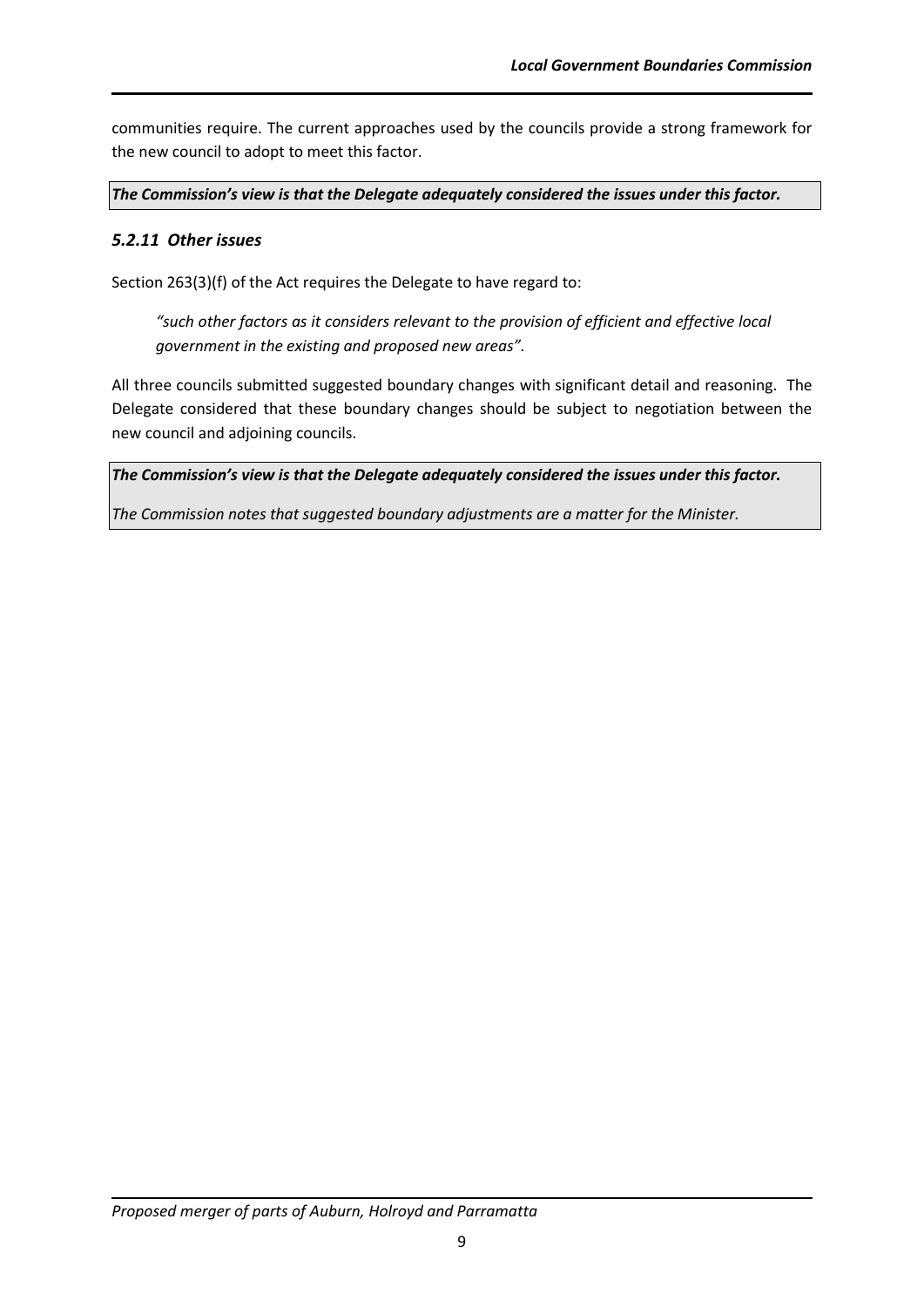communities require. The current approaches used by the councils provide a strong framework for the new council to adopt to meet this factor.

***The Commission's view is that the Delegate adequately considered the issues under this factor.***

### *5.2.11 Other issues*

Section 263(3)(f) of the Act requires the Delegate to have regard to:

> *"such other factors as it considers relevant to the provision of efficient and effective local government in the existing and proposed new areas".*

All three councils submitted suggested boundary changes with significant detail and reasoning. The Delegate considered that these boundary changes should be subject to negotiation between the new council and adjoining councils.

***The Commission's view is that the Delegate adequately considered the issues under this factor.***

*The Commission notes that suggested boundary adjustments are a matter for the Minister.*